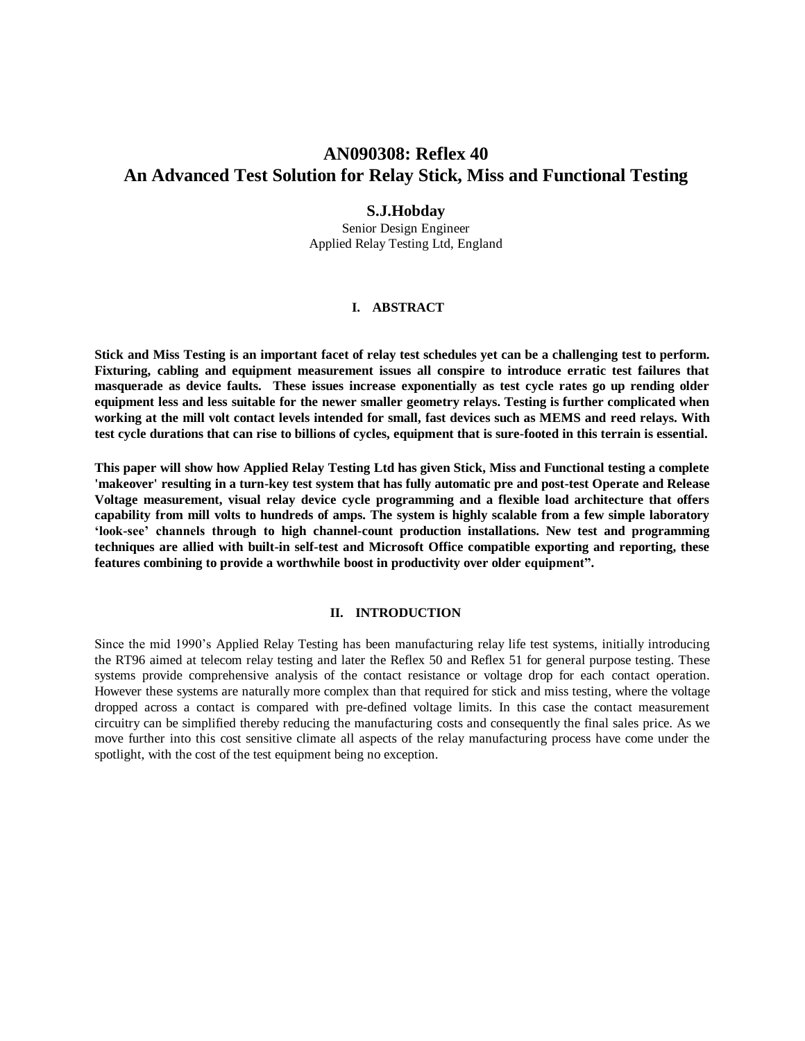# AN090308: Reflex 40
# An Advanced Test Solution for Relay Stick, Miss and Functional Testing

**S.J.Hobday**

Senior Design Engineer
Applied Relay Testing Ltd, England

## I. ABSTRACT

**Stick and Miss Testing is an important facet of relay test schedules yet can be a challenging test to perform. Fixturing, cabling and equipment measurement issues all conspire to introduce erratic test failures that masquerade as device faults. These issues increase exponentially as test cycle rates go up rending older equipment less and less suitable for the newer smaller geometry relays. Testing is further complicated when working at the mill volt contact levels intended for small, fast devices such as MEMS and reed relays. With test cycle durations that can rise to billions of cycles, equipment that is sure-footed in this terrain is essential.**

**This paper will show how Applied Relay Testing Ltd has given Stick, Miss and Functional testing a complete 'makeover' resulting in a turn-key test system that has fully automatic pre and post-test Operate and Release Voltage measurement, visual relay device cycle programming and a flexible load architecture that offers capability from mill volts to hundreds of amps. The system is highly scalable from a few simple laboratory 'look-see' channels through to high channel-count production installations. New test and programming techniques are allied with built-in self-test and Microsoft Office compatible exporting and reporting, these features combining to provide a worthwhile boost in productivity over older equipment".**

## II. INTRODUCTION

Since the mid 1990's Applied Relay Testing has been manufacturing relay life test systems, initially introducing the RT96 aimed at telecom relay testing and later the Reflex 50 and Reflex 51 for general purpose testing. These systems provide comprehensive analysis of the contact resistance or voltage drop for each contact operation. However these systems are naturally more complex than that required for stick and miss testing, where the voltage dropped across a contact is compared with pre-defined voltage limits. In this case the contact measurement circuitry can be simplified thereby reducing the manufacturing costs and consequently the final sales price. As we move further into this cost sensitive climate all aspects of the relay manufacturing process have come under the spotlight, with the cost of the test equipment being no exception.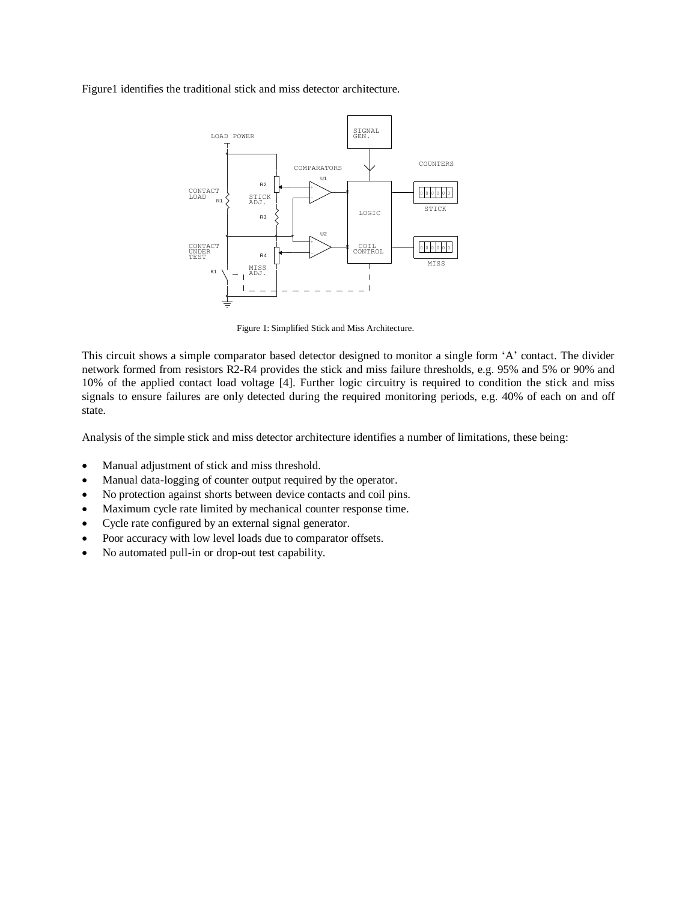Figure1 identifies the traditional stick and miss detector architecture.

Figure 1: Simplified Stick and Miss Architecture.

This circuit shows a simple comparator based detector designed to monitor a single form 'A' contact. The divider network formed from resistors R2-R4 provides the stick and miss failure thresholds, e.g. 95% and 5% or 90% and 10% of the applied contact load voltage [4]. Further logic circuitry is required to condition the stick and miss signals to ensure failures are only detected during the required monitoring periods, e.g. 40% of each on and off state.

Analysis of the simple stick and miss detector architecture identifies a number of limitations, these being:

- Manual adjustment of stick and miss threshold.
- Manual data-logging of counter output required by the operator.
- No protection against shorts between device contacts and coil pins.
- Maximum cycle rate limited by mechanical counter response time.
- Cycle rate configured by an external signal generator.
- Poor accuracy with low level loads due to comparator offsets.
- No automated pull-in or drop-out test capability.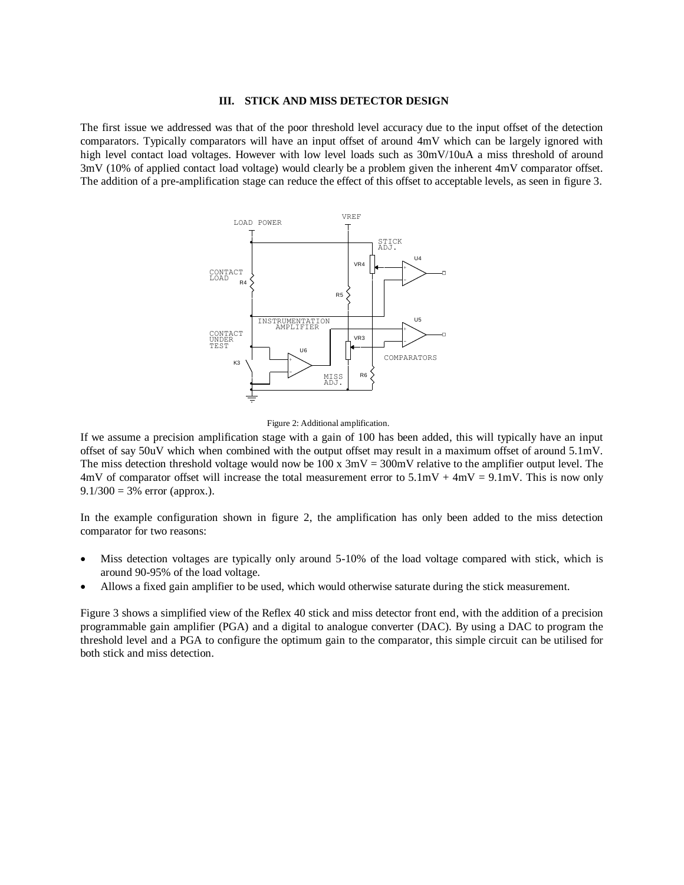### III. STICK AND MISS DETECTOR DESIGN

The first issue we addressed was that of the poor threshold level accuracy due to the input offset of the detection comparators. Typically comparators will have an input offset of around 4mV which can be largely ignored with high level contact load voltages. However with low level loads such as 30mV/10uA a miss threshold of around 3mV (10% of applied contact load voltage) would clearly be a problem given the inherent 4mV comparator offset. The addition of a pre-amplification stage can reduce the effect of this offset to acceptable levels, as seen in figure 3.

Figure 2: Additional amplification.

If we assume a precision amplification stage with a gain of 100 has been added, this will typically have an input offset of say 50uV which when combined with the output offset may result in a maximum offset of around 5.1mV. The miss detection threshold voltage would now be 100 x 3mV = 300mV relative to the amplifier output level. The 4mV of comparator offset will increase the total measurement error to 5.1mV + 4mV = 9.1mV. This is now only 9.1/300 = 3% error (approx.).

In the example configuration shown in figure 2, the amplification has only been added to the miss detection comparator for two reasons:

- Miss detection voltages are typically only around 5-10% of the load voltage compared with stick, which is around 90-95% of the load voltage.
- Allows a fixed gain amplifier to be used, which would otherwise saturate during the stick measurement.

Figure 3 shows a simplified view of the Reflex 40 stick and miss detector front end, with the addition of a precision programmable gain amplifier (PGA) and a digital to analogue converter (DAC). By using a DAC to program the threshold level and a PGA to configure the optimum gain to the comparator, this simple circuit can be utilised for both stick and miss detection.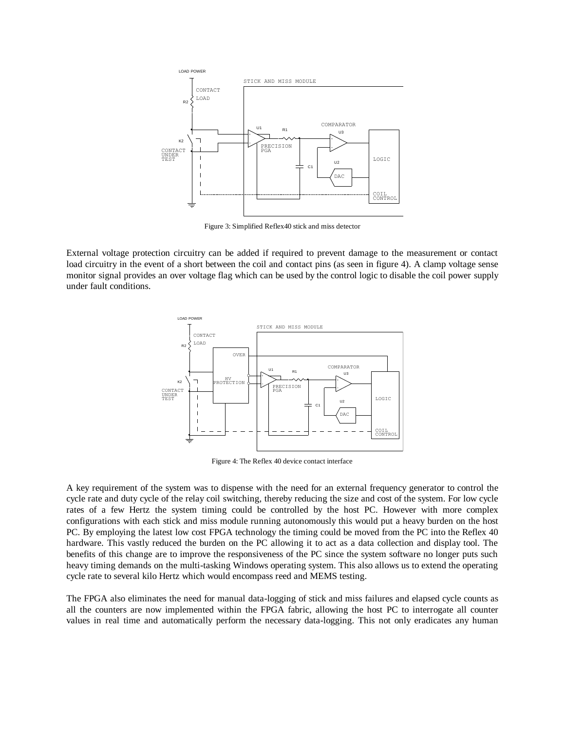Figure 3: Simplified Reflex40 stick and miss detector

External voltage protection circuitry can be added if required to prevent damage to the measurement or contact load circuitry in the event of a short between the coil and contact pins (as seen in figure 4). A clamp voltage sense monitor signal provides an over voltage flag which can be used by the control logic to disable the coil power supply under fault conditions.

Figure 4: The Reflex 40 device contact interface

A key requirement of the system was to dispense with the need for an external frequency generator to control the cycle rate and duty cycle of the relay coil switching, thereby reducing the size and cost of the system. For low cycle rates of a few Hertz the system timing could be controlled by the host PC. However with more complex configurations with each stick and miss module running autonomously this would put a heavy burden on the host PC. By employing the latest low cost FPGA technology the timing could be moved from the PC into the Reflex 40 hardware. This vastly reduced the burden on the PC allowing it to act as a data collection and display tool. The benefits of this change are to improve the responsiveness of the PC since the system software no longer puts such heavy timing demands on the multi-tasking Windows operating system. This also allows us to extend the operating cycle rate to several kilo Hertz which would encompass reed and MEMS testing.

The FPGA also eliminates the need for manual data-logging of stick and miss failures and elapsed cycle counts as all the counters are now implemented within the FPGA fabric, allowing the host PC to interrogate all counter values in real time and automatically perform the necessary data-logging. This not only eradicates any human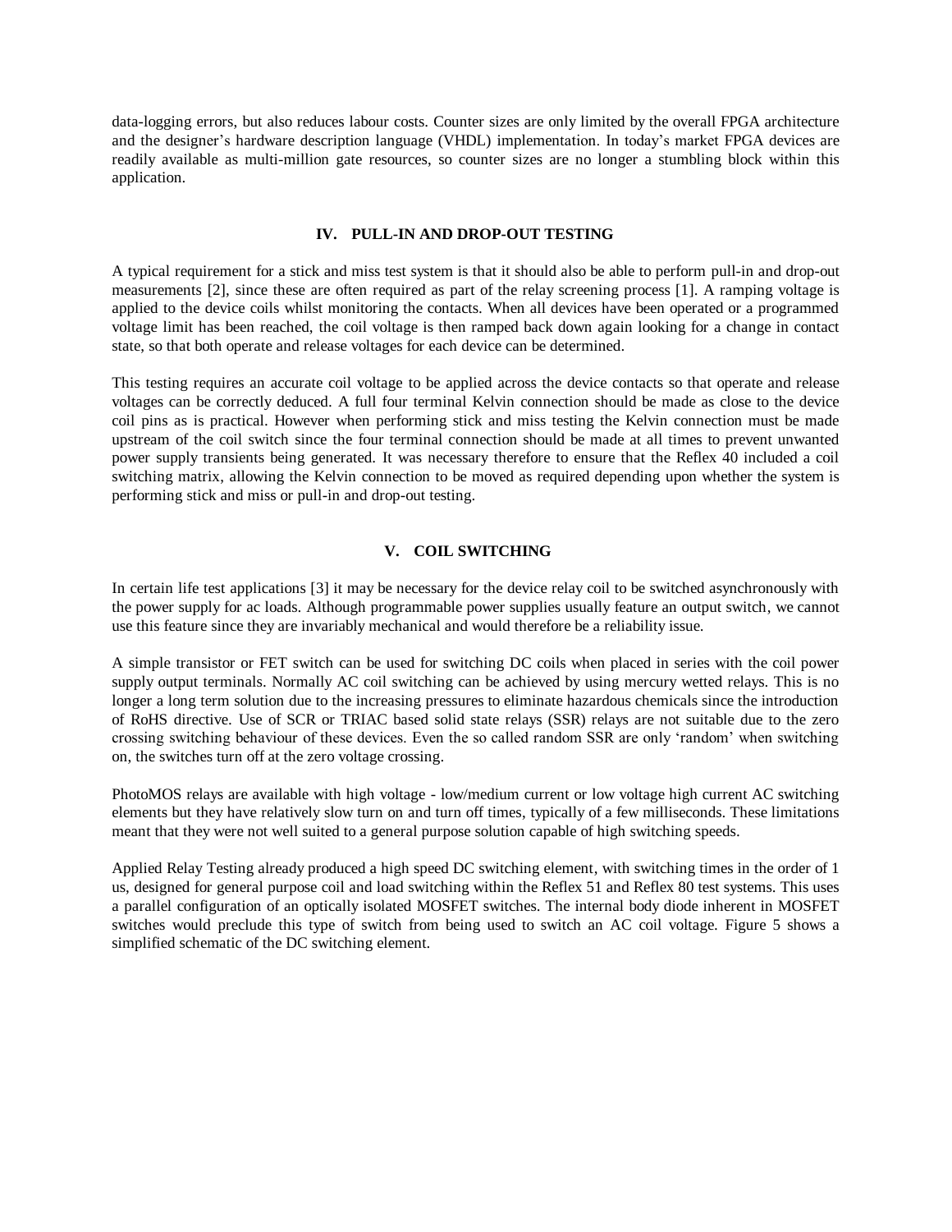data-logging errors, but also reduces labour costs. Counter sizes are only limited by the overall FPGA architecture and the designer's hardware description language (VHDL) implementation. In today's market FPGA devices are readily available as multi-million gate resources, so counter sizes are no longer a stumbling block within this application.

## IV. PULL-IN AND DROP-OUT TESTING

A typical requirement for a stick and miss test system is that it should also be able to perform pull-in and drop-out measurements [2], since these are often required as part of the relay screening process [1]. A ramping voltage is applied to the device coils whilst monitoring the contacts. When all devices have been operated or a programmed voltage limit has been reached, the coil voltage is then ramped back down again looking for a change in contact state, so that both operate and release voltages for each device can be determined.

This testing requires an accurate coil voltage to be applied across the device contacts so that operate and release voltages can be correctly deduced. A full four terminal Kelvin connection should be made as close to the device coil pins as is practical. However when performing stick and miss testing the Kelvin connection must be made upstream of the coil switch since the four terminal connection should be made at all times to prevent unwanted power supply transients being generated. It was necessary therefore to ensure that the Reflex 40 included a coil switching matrix, allowing the Kelvin connection to be moved as required depending upon whether the system is performing stick and miss or pull-in and drop-out testing.

## V. COIL SWITCHING

In certain life test applications [3] it may be necessary for the device relay coil to be switched asynchronously with the power supply for ac loads. Although programmable power supplies usually feature an output switch, we cannot use this feature since they are invariably mechanical and would therefore be a reliability issue.

A simple transistor or FET switch can be used for switching DC coils when placed in series with the coil power supply output terminals. Normally AC coil switching can be achieved by using mercury wetted relays. This is no longer a long term solution due to the increasing pressures to eliminate hazardous chemicals since the introduction of RoHS directive. Use of SCR or TRIAC based solid state relays (SSR) relays are not suitable due to the zero crossing switching behaviour of these devices. Even the so called random SSR are only 'random' when switching on, the switches turn off at the zero voltage crossing.

PhotoMOS relays are available with high voltage - low/medium current or low voltage high current AC switching elements but they have relatively slow turn on and turn off times, typically of a few milliseconds. These limitations meant that they were not well suited to a general purpose solution capable of high switching speeds.

Applied Relay Testing already produced a high speed DC switching element, with switching times in the order of 1 us, designed for general purpose coil and load switching within the Reflex 51 and Reflex 80 test systems. This uses a parallel configuration of an optically isolated MOSFET switches. The internal body diode inherent in MOSFET switches would preclude this type of switch from being used to switch an AC coil voltage. Figure 5 shows a simplified schematic of the DC switching element.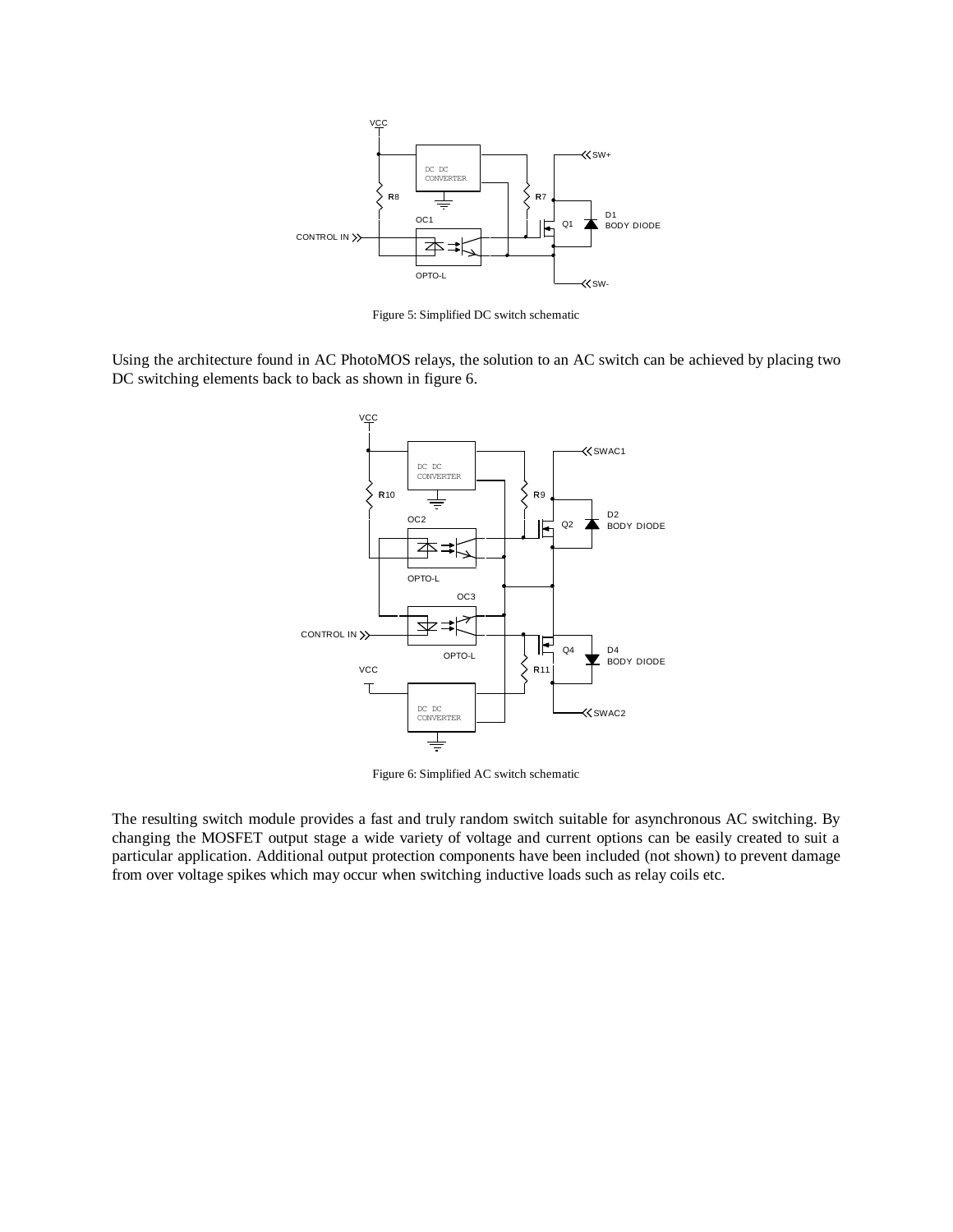Figure 5: Simplified DC switch schematic

Using the architecture found in AC PhotoMOS relays, the solution to an AC switch can be achieved by placing two DC switching elements back to back as shown in figure 6.

Figure 6: Simplified AC switch schematic

The resulting switch module provides a fast and truly random switch suitable for asynchronous AC switching. By changing the MOSFET output stage a wide variety of voltage and current options can be easily created to suit a particular application. Additional output protection components have been included (not shown) to prevent damage from over voltage spikes which may occur when switching inductive loads such as relay coils etc.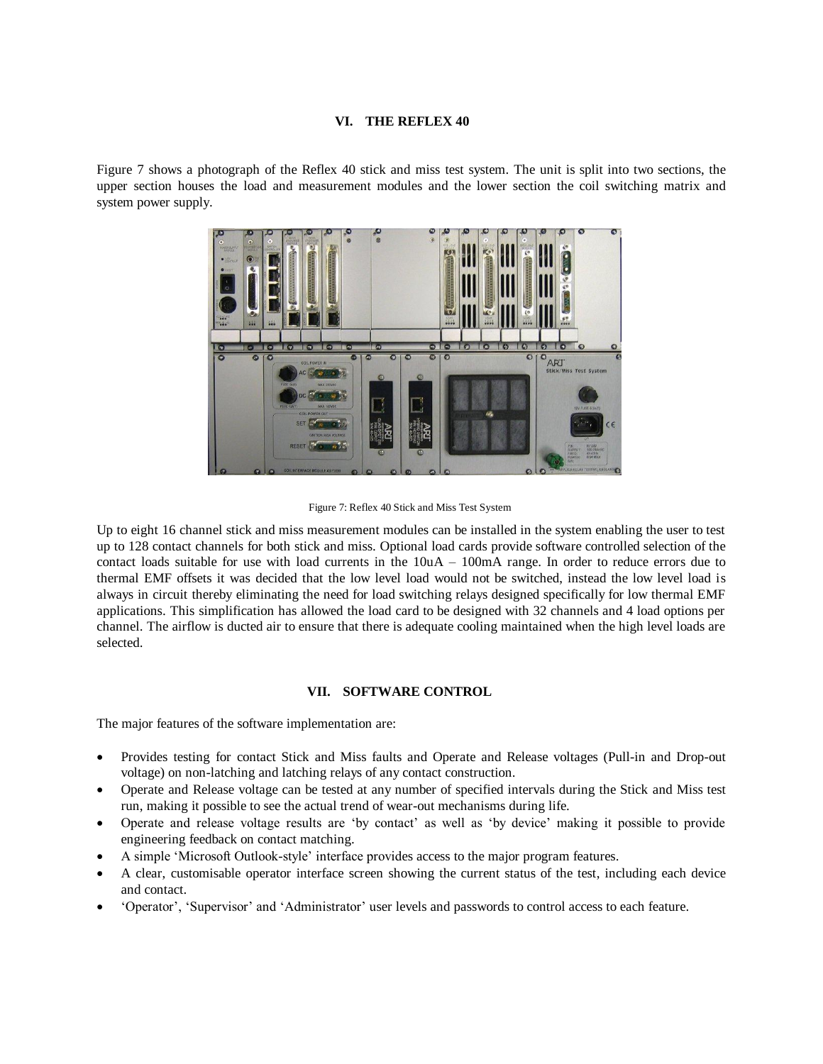## VI. THE REFLEX 40

Figure 7 shows a photograph of the Reflex 40 stick and miss test system. The unit is split into two sections, the upper section houses the load and measurement modules and the lower section the coil switching matrix and system power supply.

Figure 7: Reflex 40 Stick and Miss Test System

Up to eight 16 channel stick and miss measurement modules can be installed in the system enabling the user to test up to 128 contact channels for both stick and miss. Optional load cards provide software controlled selection of the contact loads suitable for use with load currents in the 10uA – 100mA range. In order to reduce errors due to thermal EMF offsets it was decided that the low level load would not be switched, instead the low level load is always in circuit thereby eliminating the need for load switching relays designed specifically for low thermal EMF applications. This simplification has allowed the load card to be designed with 32 channels and 4 load options per channel. The airflow is ducted air to ensure that there is adequate cooling maintained when the high level loads are selected.

## VII. SOFTWARE CONTROL

The major features of the software implementation are:

- Provides testing for contact Stick and Miss faults and Operate and Release voltages (Pull-in and Drop-out voltage) on non-latching and latching relays of any contact construction.
- Operate and Release voltage can be tested at any number of specified intervals during the Stick and Miss test run, making it possible to see the actual trend of wear-out mechanisms during life.
- Operate and release voltage results are 'by contact' as well as 'by device' making it possible to provide engineering feedback on contact matching.
- A simple 'Microsoft Outlook-style' interface provides access to the major program features.
- A clear, customisable operator interface screen showing the current status of the test, including each device and contact.
- 'Operator', 'Supervisor' and 'Administrator' user levels and passwords to control access to each feature.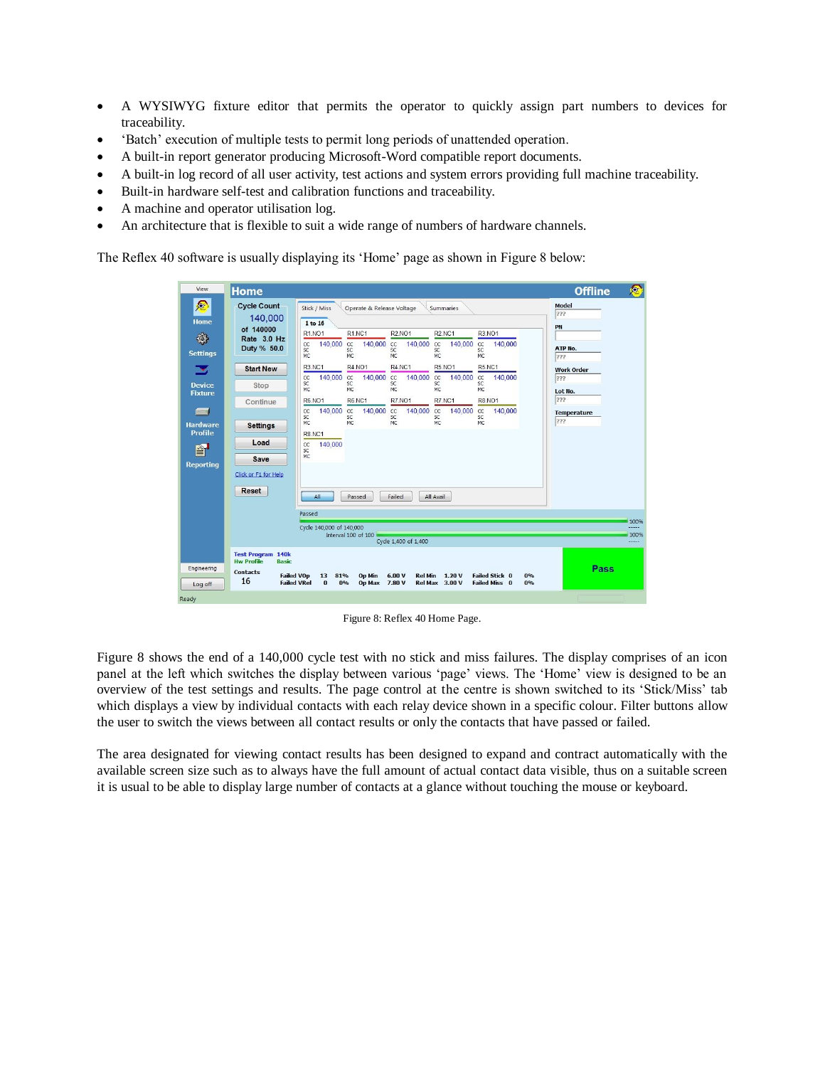- A WYSIWYG fixture editor that permits the operator to quickly assign part numbers to devices for traceability.
- 'Batch' execution of multiple tests to permit long periods of unattended operation.
- A built-in report generator producing Microsoft-Word compatible report documents.
- A built-in log record of all user activity, test actions and system errors providing full machine traceability.
- Built-in hardware self-test and calibration functions and traceability.
- A machine and operator utilisation log.
- An architecture that is flexible to suit a wide range of numbers of hardware channels.

The Reflex 40 software is usually displaying its 'Home' page as shown in Figure 8 below:

Figure 8: Reflex 40 Home Page.

Figure 8 shows the end of a 140,000 cycle test with no stick and miss failures. The display comprises of an icon panel at the left which switches the display between various 'page' views. The 'Home' view is designed to be an overview of the test settings and results. The page control at the centre is shown switched to its 'Stick/Miss' tab which displays a view by individual contacts with each relay device shown in a specific colour. Filter buttons allow the user to switch the views between all contact results or only the contacts that have passed or failed.

The area designated for viewing contact results has been designed to expand and contract automatically with the available screen size such as to always have the full amount of actual contact data visible, thus on a suitable screen it is usual to be able to display large number of contacts at a glance without touching the mouse or keyboard.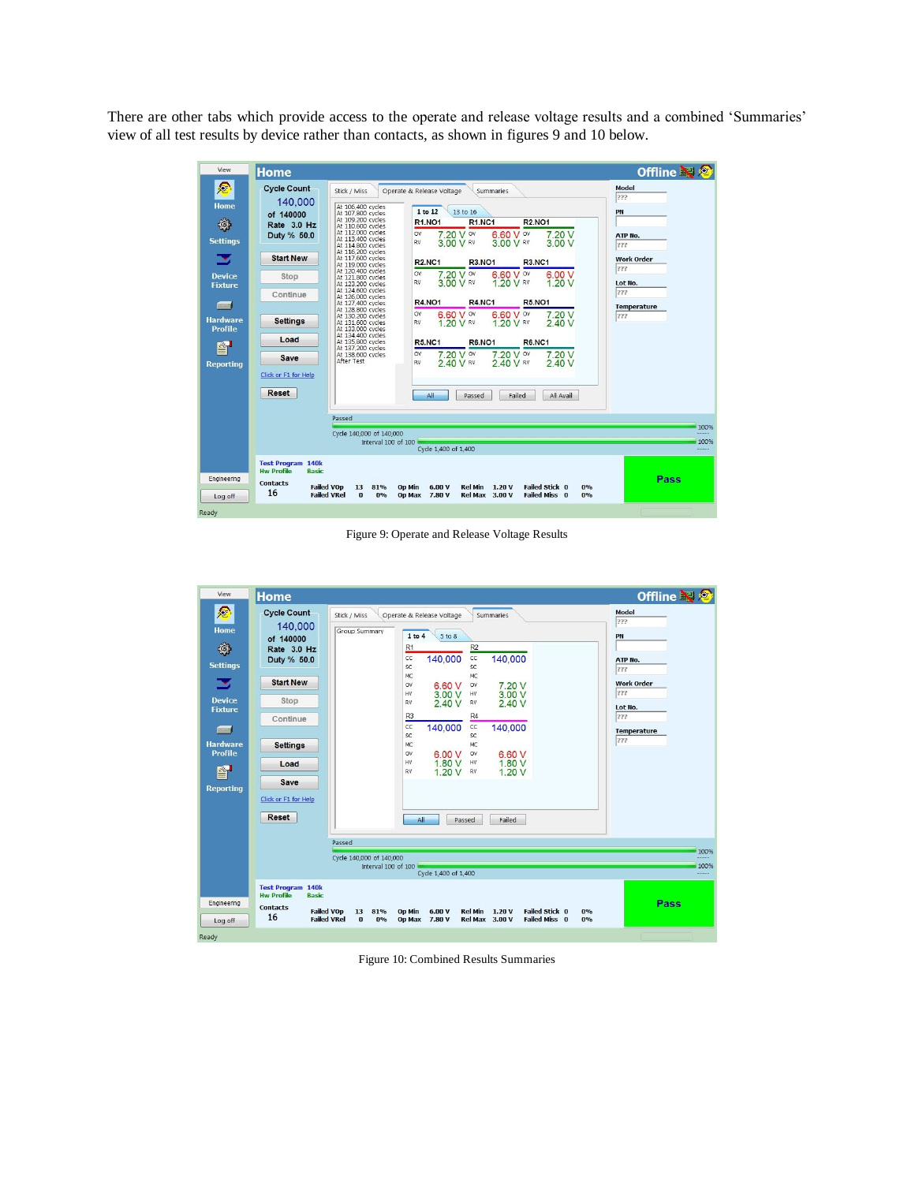There are other tabs which provide access to the operate and release voltage results and a combined 'Summaries' view of all test results by device rather than contacts, as shown in figures 9 and 10 below.

Figure 9: Operate and Release Voltage Results

Figure 10: Combined Results Summaries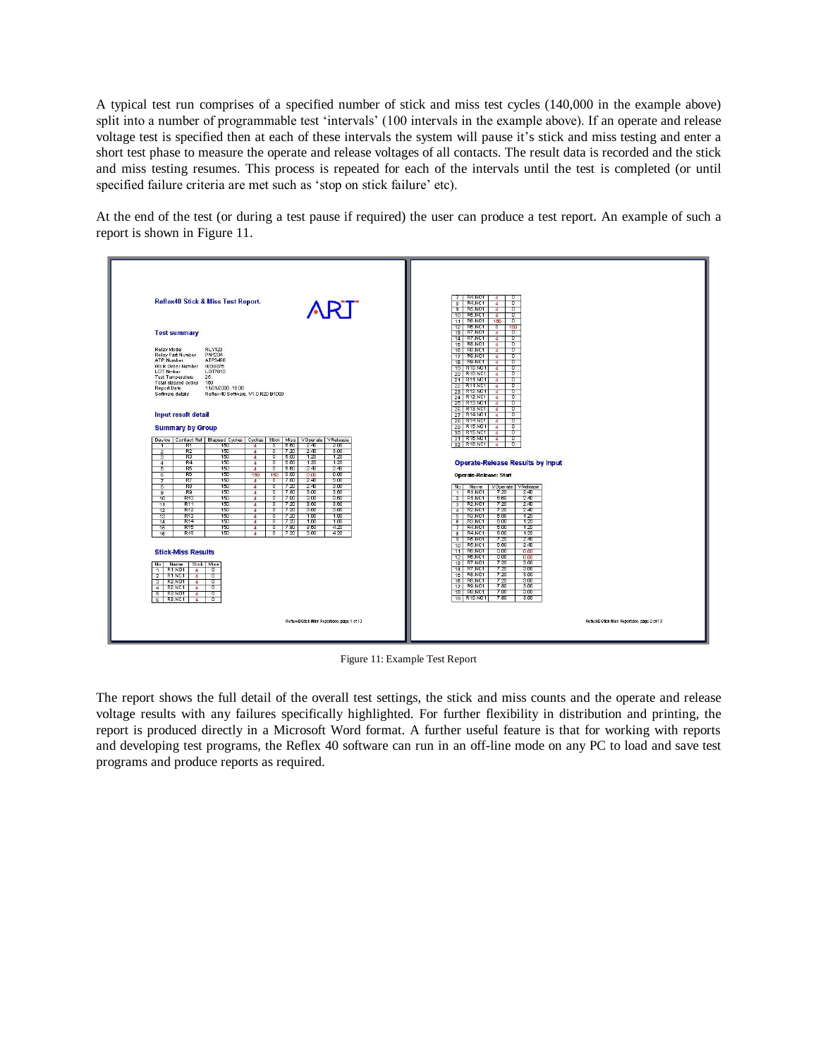A typical test run comprises of a specified number of stick and miss test cycles (140,000 in the example above) split into a number of programmable test 'intervals' (100 intervals in the example above). If an operate and release voltage test is specified then at each of these intervals the system will pause it's stick and miss testing and enter a short test phase to measure the operate and release voltages of all contacts. The result data is recorded and the stick and miss testing resumes. This process is repeated for each of the intervals until the test is completed (or until specified failure criteria are met such as 'stop on stick failure' etc).

At the end of the test (or during a test pause if required) the user can produce a test report. An example of such a report is shown in Figure 11.

Figure 11: Example Test Report

The report shows the full detail of the overall test settings, the stick and miss counts and the operate and release voltage results with any failures specifically highlighted. For further flexibility in distribution and printing, the report is produced directly in a Microsoft Word format. A further useful feature is that for working with reports and developing test programs, the Reflex 40 software can run in an off-line mode on any PC to load and save test programs and produce reports as required.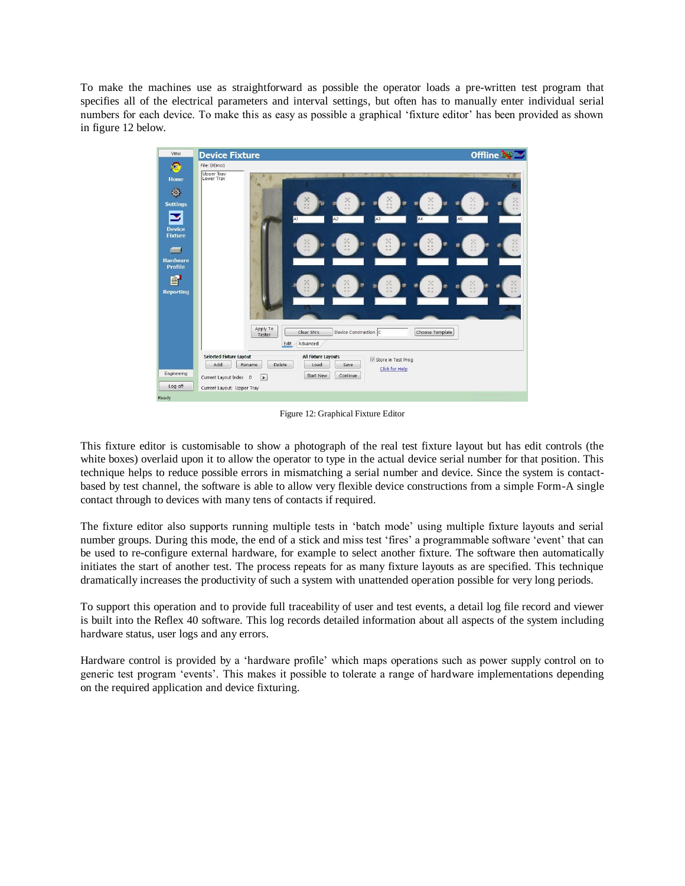To make the machines use as straightforward as possible the operator loads a pre-written test program that specifies all of the electrical parameters and interval settings, but often has to manually enter individual serial numbers for each device. To make this as easy as possible a graphical 'fixture editor' has been provided as shown in figure 12 below.

Figure 12: Graphical Fixture Editor

This fixture editor is customisable to show a photograph of the real test fixture layout but has edit controls (the white boxes) overlaid upon it to allow the operator to type in the actual device serial number for that position. This technique helps to reduce possible errors in mismatching a serial number and device. Since the system is contact-based by test channel, the software is able to allow very flexible device constructions from a simple Form-A single contact through to devices with many tens of contacts if required.

The fixture editor also supports running multiple tests in 'batch mode' using multiple fixture layouts and serial number groups. During this mode, the end of a stick and miss test 'fires' a programmable software 'event' that can be used to re-configure external hardware, for example to select another fixture. The software then automatically initiates the start of another test. The process repeats for as many fixture layouts as are specified. This technique dramatically increases the productivity of such a system with unattended operation possible for very long periods.

To support this operation and to provide full traceability of user and test events, a detail log file record and viewer is built into the Reflex 40 software. This log records detailed information about all aspects of the system including hardware status, user logs and any errors.

Hardware control is provided by a 'hardware profile' which maps operations such as power supply control on to generic test program 'events'. This makes it possible to tolerate a range of hardware implementations depending on the required application and device fixturing.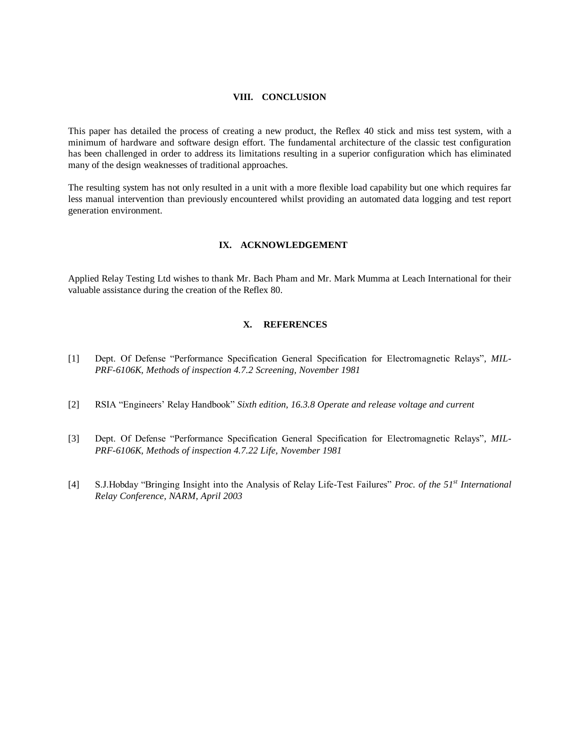## VIII. CONCLUSION

This paper has detailed the process of creating a new product, the Reflex 40 stick and miss test system, with a minimum of hardware and software design effort. The fundamental architecture of the classic test configuration has been challenged in order to address its limitations resulting in a superior configuration which has eliminated many of the design weaknesses of traditional approaches.

The resulting system has not only resulted in a unit with a more flexible load capability but one which requires far less manual intervention than previously encountered whilst providing an automated data logging and test report generation environment.

## IX. ACKNOWLEDGEMENT

Applied Relay Testing Ltd wishes to thank Mr. Bach Pham and Mr. Mark Mumma at Leach International for their valuable assistance during the creation of the Reflex 80.

## X. REFERENCES

[1] Dept. Of Defense "Performance Specification General Specification for Electromagnetic Relays", *MIL-PRF-6106K, Methods of inspection 4.7.2 Screening, November 1981*

[2] RSIA "Engineers' Relay Handbook" *Sixth edition, 16.3.8 Operate and release voltage and current*

[3] Dept. Of Defense "Performance Specification General Specification for Electromagnetic Relays", *MIL-PRF-6106K, Methods of inspection 4.7.22 Life, November 1981*

[4] S.J.Hobday "Bringing Insight into the Analysis of Relay Life-Test Failures" *Proc. of the 51st International Relay Conference, NARM, April 2003*